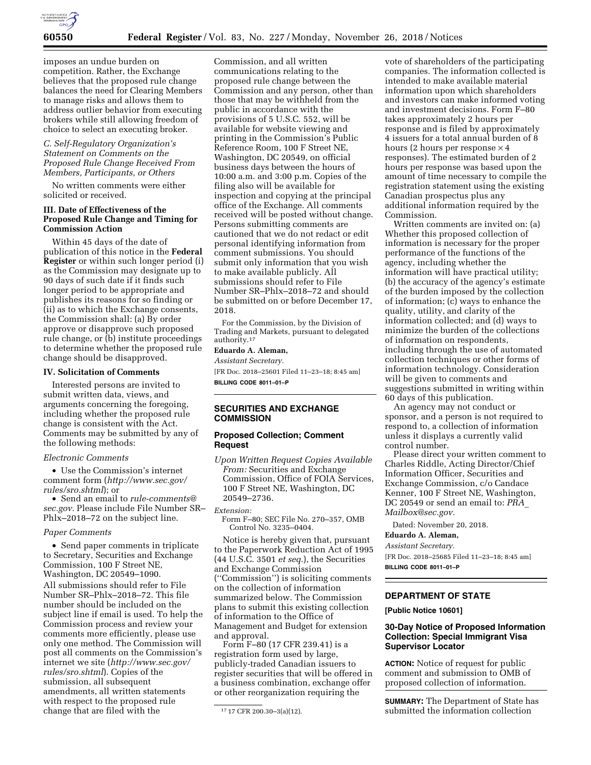imposes an undue burden on competition. Rather, the Exchange believes that the proposed rule change balances the need for Clearing Members to manage risks and allows them to address outlier behavior from executing brokers while still allowing freedom of choice to select an executing broker.

*C. Self-Regulatory Organization's Statement on Comments on the Proposed Rule Change Received From Members, Participants, or Others*

No written comments were either solicited or received.

**III. Date of Effectiveness of the Proposed Rule Change and Timing for Commission Action**

Within 45 days of the date of publication of this notice in the **Federal Register** or within such longer period (i) as the Commission may designate up to 90 days of such date if it finds such longer period to be appropriate and publishes its reasons for so finding or (ii) as to which the Exchange consents, the Commission shall: (a) By order approve or disapprove such proposed rule change, or (b) institute proceedings to determine whether the proposed rule change should be disapproved.

**IV. Solicitation of Comments**

Interested persons are invited to submit written data, views, and arguments concerning the foregoing, including whether the proposed rule change is consistent with the Act. Comments may be submitted by any of the following methods:

*Electronic Comments*

- Use the Commission's internet comment form (*http://www.sec.gov/rules/sro.shtml*); or
- Send an email to *rule-comments@sec.gov.* Please include File Number SR–Phlx–2018–72 on the subject line.

*Paper Comments*

- Send paper comments in triplicate to Secretary, Securities and Exchange Commission, 100 F Street NE, Washington, DC 20549–1090.

All submissions should refer to File Number SR–Phlx–2018–72. This file number should be included on the subject line if email is used. To help the Commission process and review your comments more efficiently, please use only one method. The Commission will post all comments on the Commission's internet we site (*http://www.sec.gov/rules/sro.shtml*). Copies of the submission, all subsequent amendments, all written statements with respect to the proposed rule change that are filed with the Commission, and all written communications relating to the proposed rule change between the Commission and any person, other than those that may be withheld from the public in accordance with the provisions of 5 U.S.C. 552, will be available for website viewing and printing in the Commission's Public Reference Room, 100 F Street NE, Washington, DC 20549, on official business days between the hours of 10:00 a.m. and 3:00 p.m. Copies of the filing also will be available for inspection and copying at the principal office of the Exchange. All comments received will be posted without change. Persons submitting comments are cautioned that we do not redact or edit personal identifying information from comment submissions. You should submit only information that you wish to make available publicly. All submissions should refer to File Number SR–Phlx–2018–72 and should be submitted on or before December 17, 2018.

For the Commission, by the Division of Trading and Markets, pursuant to delegated authority.[17]

**Eduardo A. Aleman,**

*Assistant Secretary.*

[FR Doc. 2018–25601 Filed 11–23–18; 8:45 am]

**BILLING CODE 8011–01–P**

[17] 17 CFR 200.30–3(a)(12).

## SECURITIES AND EXCHANGE COMMISSION

### Proposed Collection; Comment Request

*Upon Written Request Copies Available From:* Securities and Exchange Commission, Office of FOIA Services, 100 F Street NE, Washington, DC 20549–2736.

*Extension:*

Form F–80; SEC File No. 270–357, OMB Control No. 3235–0404.

Notice is hereby given that, pursuant to the Paperwork Reduction Act of 1995 (44 U.S.C. 3501 *et seq.*), the Securities and Exchange Commission ("Commission") is soliciting comments on the collection of information summarized below. The Commission plans to submit this existing collection of information to the Office of Management and Budget for extension and approval.

Form F–80 (17 CFR 239.41) is a registration form used by large, publicly-traded Canadian issuers to register securities that will be offered in a business combination, exchange offer or other reorganization requiring the vote of shareholders of the participating companies. The information collected is intended to make available material information upon which shareholders and investors can make informed voting and investment decisions. Form F–80 takes approximately 2 hours per response and is filed by approximately 4 issuers for a total annual burden of 8 hours (2 hours per response × 4 responses). The estimated burden of 2 hours per response was based upon the amount of time necessary to compile the registration statement using the existing Canadian prospectus plus any additional information required by the Commission.

Written comments are invited on: (a) Whether this proposed collection of information is necessary for the proper performance of the functions of the agency, including whether the information will have practical utility; (b) the accuracy of the agency's estimate of the burden imposed by the collection of information; (c) ways to enhance the quality, utility, and clarity of the information collected; and (d) ways to minimize the burden of the collections of information on respondents, including through the use of automated collection techniques or other forms of information technology. Consideration will be given to comments and suggestions submitted in writing within 60 days of this publication.

An agency may not conduct or sponsor, and a person is not required to respond to, a collection of information unless it displays a currently valid control number.

Please direct your written comment to Charles Riddle, Acting Director/Chief Information Officer, Securities and Exchange Commission, c/o Candace Kenner, 100 F Street NE, Washington, DC 20549 or send an email to: *PRA_Mailbox@sec.gov.*

Dated: November 20, 2018.

**Eduardo A. Aleman,**

*Assistant Secretary.*

[FR Doc. 2018–25685 Filed 11–23–18; 8:45 am]

**BILLING CODE 8011–01–P**

## DEPARTMENT OF STATE

**[Public Notice 10601]**

### 30-Day Notice of Proposed Information Collection: Special Immigrant Visa Supervisor Locator

**ACTION:** Notice of request for public comment and submission to OMB of proposed collection of information.

**SUMMARY:** The Department of State has submitted the information collection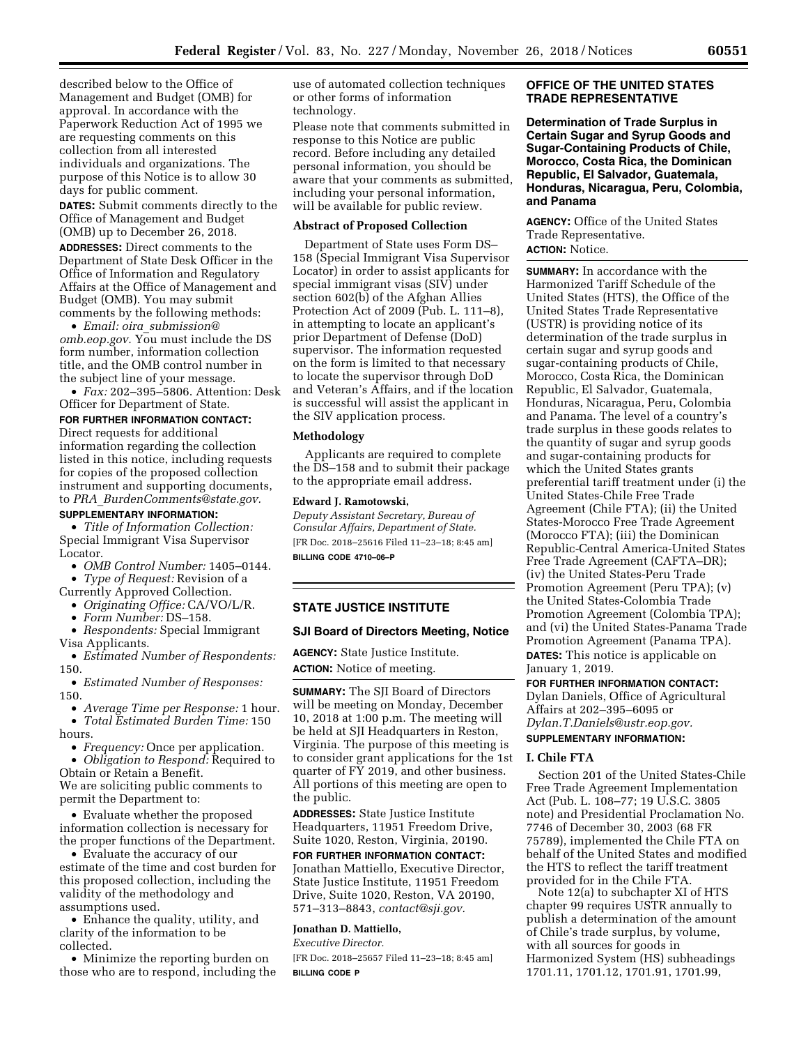described below to the Office of Management and Budget (OMB) for approval. In accordance with the Paperwork Reduction Act of 1995 we are requesting comments on this collection from all interested individuals and organizations. The purpose of this Notice is to allow 30 days for public comment.

**DATES:** Submit comments directly to the Office of Management and Budget (OMB) up to December 26, 2018.

**ADDRESSES:** Direct comments to the Department of State Desk Officer in the Office of Information and Regulatory Affairs at the Office of Management and Budget (OMB). You may submit comments by the following methods:

- *Email: oira_submission@omb.eop.gov.* You must include the DS form number, information collection title, and the OMB control number in the subject line of your message.
- *Fax:* 202–395–5806. Attention: Desk Officer for Department of State.

**FOR FURTHER INFORMATION CONTACT:** Direct requests for additional information regarding the collection listed in this notice, including requests for copies of the proposed collection instrument and supporting documents, to *PRA_BurdenComments@state.gov.*

**SUPPLEMENTARY INFORMATION:**

- *Title of Information Collection:* Special Immigrant Visa Supervisor Locator.
- *OMB Control Number:* 1405–0144.
- *Type of Request:* Revision of a Currently Approved Collection.
- *Originating Office:* CA/VO/L/R.
- *Form Number:* DS–158.
- *Respondents:* Special Immigrant Visa Applicants.
- *Estimated Number of Respondents:* 150.
- *Estimated Number of Responses:* 150.
- *Average Time per Response:* 1 hour.
- *Total Estimated Burden Time:* 150 hours.
- *Frequency:* Once per application.
- *Obligation to Respond:* Required to Obtain or Retain a Benefit.

We are soliciting public comments to permit the Department to:

- Evaluate whether the proposed information collection is necessary for the proper functions of the Department.
- Evaluate the accuracy of our estimate of the time and cost burden for this proposed collection, including the validity of the methodology and assumptions used.
- Enhance the quality, utility, and clarity of the information to be collected.
- Minimize the reporting burden on those who are to respond, including the use of automated collection techniques or other forms of information technology.

Please note that comments submitted in response to this Notice are public record. Before including any detailed personal information, you should be aware that your comments as submitted, including your personal information, will be available for public review.

**Abstract of Proposed Collection**

Department of State uses Form DS–158 (Special Immigrant Visa Supervisor Locator) in order to assist applicants for special immigrant visas (SIV) under section 602(b) of the Afghan Allies Protection Act of 2009 (Pub. L. 111–8), in attempting to locate an applicant's prior Department of Defense (DoD) supervisor. The information requested on the form is limited to that necessary to locate the supervisor through DoD and Veteran's Affairs, and if the location is successful will assist the applicant in the SIV application process.

**Methodology**

Applicants are required to complete the DS–158 and to submit their package to the appropriate email address.

**Edward J. Ramotowski,**

*Deputy Assistant Secretary, Bureau of Consular Affairs, Department of State.*

[FR Doc. 2018–25616 Filed 11–23–18; 8:45 am]

**BILLING CODE 4710–06–P**

## STATE JUSTICE INSTITUTE

### SJI Board of Directors Meeting, Notice

**AGENCY:** State Justice Institute.

**ACTION:** Notice of meeting.

**SUMMARY:** The SJI Board of Directors will be meeting on Monday, December 10, 2018 at 1:00 p.m. The meeting will be held at SJI Headquarters in Reston, Virginia. The purpose of this meeting is to consider grant applications for the 1st quarter of FY 2019, and other business. All portions of this meeting are open to the public.

**ADDRESSES:** State Justice Institute Headquarters, 11951 Freedom Drive, Suite 1020, Reston, Virginia, 20190.

**FOR FURTHER INFORMATION CONTACT:** Jonathan Mattiello, Executive Director, State Justice Institute, 11951 Freedom Drive, Suite 1020, Reston, VA 20190, 571–313–8843, *contact@sji.gov.*

**Jonathan D. Mattiello,**

*Executive Director.*

[FR Doc. 2018–25657 Filed 11–23–18; 8:45 am]

**BILLING CODE P**

## OFFICE OF THE UNITED STATES TRADE REPRESENTATIVE

### Determination of Trade Surplus in Certain Sugar and Syrup Goods and Sugar-Containing Products of Chile, Morocco, Costa Rica, the Dominican Republic, El Salvador, Guatemala, Honduras, Nicaragua, Peru, Colombia, and Panama

**AGENCY:** Office of the United States Trade Representative.

**ACTION:** Notice.

**SUMMARY:** In accordance with the Harmonized Tariff Schedule of the United States (HTS), the Office of the United States Trade Representative (USTR) is providing notice of its determination of the trade surplus in certain sugar and syrup goods and sugar-containing products of Chile, Morocco, Costa Rica, the Dominican Republic, El Salvador, Guatemala, Honduras, Nicaragua, Peru, Colombia and Panama. The level of a country's trade surplus in these goods relates to the quantity of sugar and syrup goods and sugar-containing products for which the United States grants preferential tariff treatment under (i) the United States-Chile Free Trade Agreement (Chile FTA); (ii) the United States-Morocco Free Trade Agreement (Morocco FTA); (iii) the Dominican Republic-Central America-United States Free Trade Agreement (CAFTA–DR); (iv) the United States-Peru Trade Promotion Agreement (Peru TPA); (v) the United States-Colombia Trade Promotion Agreement (Colombia TPA); and (vi) the United States-Panama Trade Promotion Agreement (Panama TPA).

**DATES:** This notice is applicable on January 1, 2019.

**FOR FURTHER INFORMATION CONTACT:** Dylan Daniels, Office of Agricultural Affairs at 202–395–6095 or *Dylan.T.Daniels@ustr.eop.gov.*

**SUPPLEMENTARY INFORMATION:**

**I. Chile FTA**

Section 201 of the United States-Chile Free Trade Agreement Implementation Act (Pub. L. 108–77; 19 U.S.C. 3805 note) and Presidential Proclamation No. 7746 of December 30, 2003 (68 FR 75789), implemented the Chile FTA on behalf of the United States and modified the HTS to reflect the tariff treatment provided for in the Chile FTA.

Note 12(a) to subchapter XI of HTS chapter 99 requires USTR annually to publish a determination of the amount of Chile's trade surplus, by volume, with all sources for goods in Harmonized System (HS) subheadings 1701.11, 1701.12, 1701.91, 1701.99,